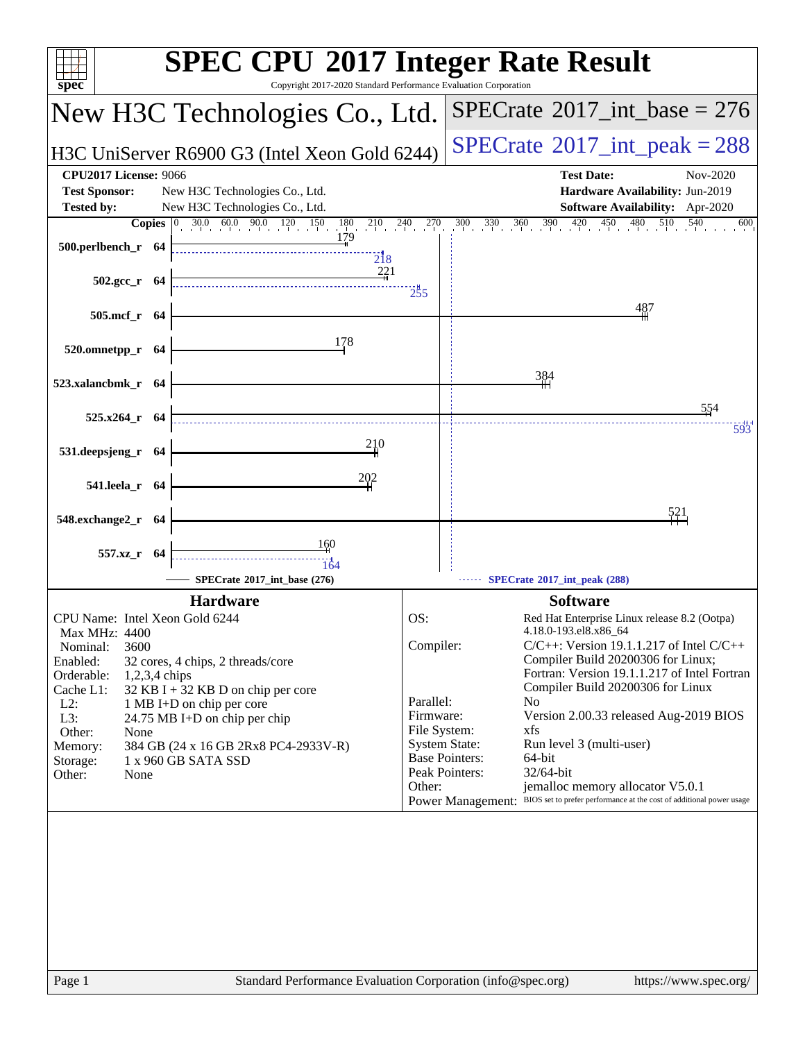# SPEC CPU 2017 Integer Rate Result

Copyright 2017-2020 Standard Performance Evaluation Corporation

## New H3C Technologies Co., Ltd.

**H3C UniServer R6900 G3 (Intel Xeon Gold 6244)**

**SPECrate 2017_int_base = 276**

**SPECrate 2017_int_peak = 288**

| | | | |
|---|---|---|---|
| **CPU2017 License:** | 9066 | **Test Date:** | Nov-2020 |
| **Test Sponsor:** | New H3C Technologies Co., Ltd. | **Hardware Availability:** | Jun-2019 |
| **Tested by:** | New H3C Technologies Co., Ltd. | **Software Availability:** | Apr-2020 |

| Benchmark | Copies | Base | Peak |
|---|---|---|---|
| 500.perlbench_r | 64 | 179 | 218 |
| 502.gcc_r | 64 | 221 | 255 |
| 505.mcf_r | 64 | 487 | |
| 520.omnetpp_r | 64 | 178 | |
| 523.xalancbmk_r | 64 | 384 | |
| 525.x264_r | 64 | 554 | 593 |
| 531.deepsjeng_r | 64 | 210 | |
| 541.leela_r | 64 | 202 | |
| 548.exchange2_r | 64 | 521 | |
| 557.xz_r | 64 | 160 | 164 |

SPECrate 2017_int_base (276) — SPECrate 2017_int_peak (288)

### Hardware

- **CPU Name:** Intel Xeon Gold 6244
- **Max MHz:** 4400
- **Nominal:** 3600
- **Enabled:** 32 cores, 4 chips, 2 threads/core
- **Orderable:** 1,2,3,4 chips
- **Cache L1:** 32 KB I + 32 KB D on chip per core
- **L2:** 1 MB I+D on chip per core
- **L3:** 24.75 MB I+D on chip per chip
- **Other:** None
- **Memory:** 384 GB (24 x 16 GB 2Rx8 PC4-2933V-R)
- **Storage:** 1 x 960 GB SATA SSD
- **Other:** None

### Software

- **OS:** Red Hat Enterprise Linux release 8.2 (Ootpa) 4.18.0-193.el8.x86_64
- **Compiler:** C/C++: Version 19.1.1.217 of Intel C/C++ Compiler Build 20200306 for Linux; Fortran: Version 19.1.1.217 of Intel Fortran Compiler Build 20200306 for Linux
- **Parallel:** No
- **Firmware:** Version 2.00.33 released Aug-2019 BIOS
- **File System:** xfs
- **System State:** Run level 3 (multi-user)
- **Base Pointers:** 64-bit
- **Peak Pointers:** 32/64-bit
- **Other:** jemalloc memory allocator V5.0.1
- **Power Management:** BIOS set to prefer performance at the cost of additional power usage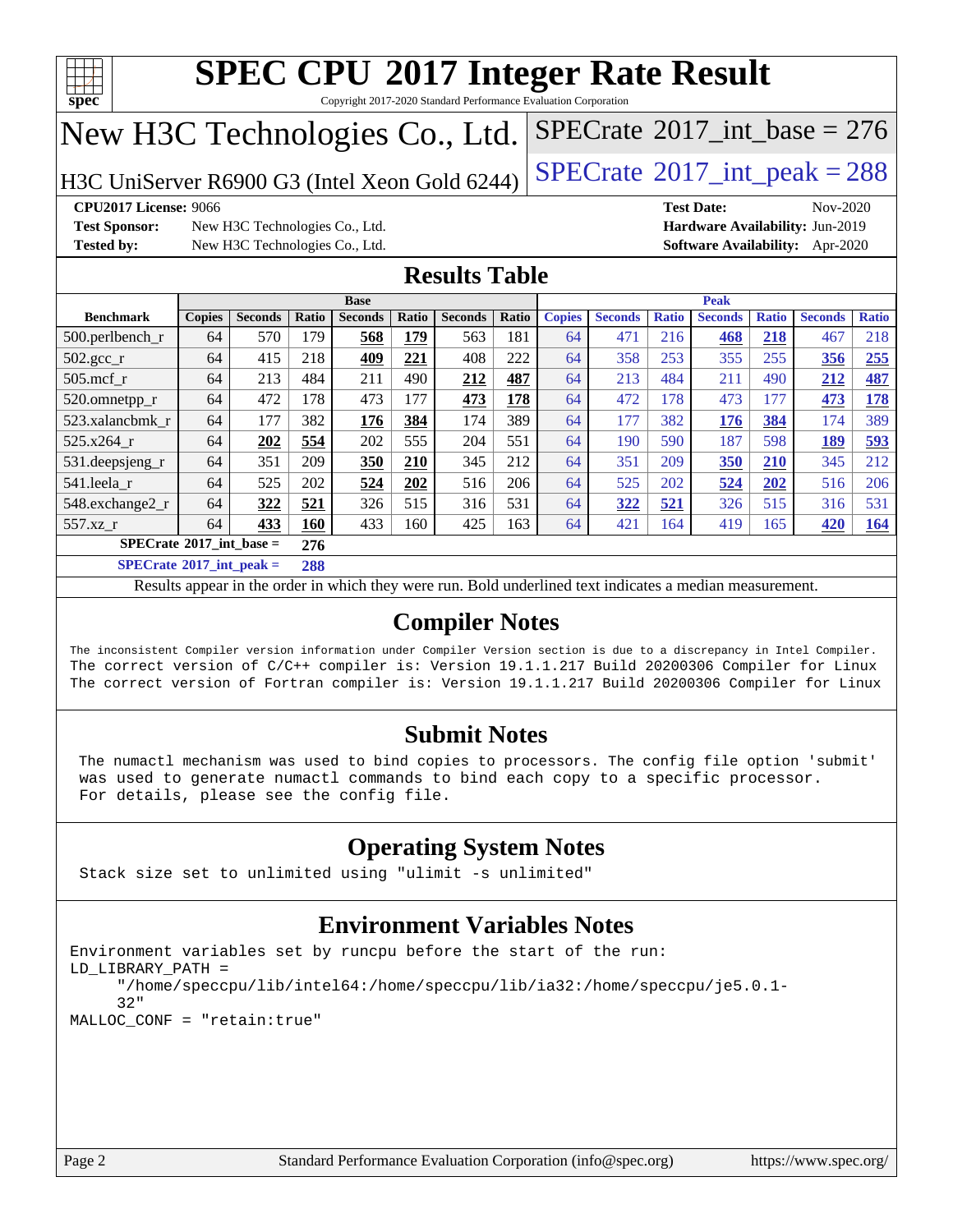# SPEC CPU 2017 Integer Rate Result

Copyright 2017-2020 Standard Performance Evaluation Corporation

## New H3C Technologies Co., Ltd.

H3C UniServer R6900 G3 (Intel Xeon Gold 6244)

SPECrate 2017_int_base = 276

SPECrate 2017_int_peak = 288

**CPU2017 License:** 9066
**Test Sponsor:** New H3C Technologies Co., Ltd.
**Tested by:** New H3C Technologies Co., Ltd.

**Test Date:** Nov-2020
**Hardware Availability:** Jun-2019
**Software Availability:** Apr-2020

## Results Table

| | Base | | | | | | | Peak | | | | | | |
|---|---|---|---|---|---|---|---|---|---|---|---|---|---|---|
| **Benchmark** | **Copies** | **Seconds** | **Ratio** | **Seconds** | **Ratio** | **Seconds** | **Ratio** | **Copies** | **Seconds** | **Ratio** | **Seconds** | **Ratio** | **Seconds** | **Ratio** |
| 500.perlbench_r | 64 | 570 | 179 | **568** | **179** | 563 | 181 | 64 | 471 | 216 | **468** | **218** | 467 | 218 |
| 502.gcc_r | 64 | 415 | 218 | **409** | **221** | 408 | 222 | 64 | 358 | 253 | 355 | 255 | **356** | **255** |
| 505.mcf_r | 64 | 213 | 484 | 211 | 490 | **212** | **487** | 64 | 213 | 484 | 211 | 490 | **212** | **487** |
| 520.omnetpp_r | 64 | 472 | 178 | 473 | 177 | **473** | **178** | 64 | 472 | 178 | 473 | 177 | **473** | **178** |
| 523.xalancbmk_r | 64 | 177 | 382 | **176** | **384** | 174 | 389 | 64 | 177 | 382 | **176** | **384** | 174 | 389 |
| 525.x264_r | 64 | **202** | **554** | 202 | 555 | 204 | 551 | 64 | 190 | 590 | 187 | 598 | **189** | **593** |
| 531.deepsjeng_r | 64 | 351 | 209 | **350** | **210** | 345 | 212 | 64 | 351 | 209 | **350** | **210** | 345 | 212 |
| 541.leela_r | 64 | 525 | 202 | **524** | **202** | 516 | 206 | 64 | 525 | 202 | **524** | **202** | 516 | 206 |
| 548.exchange2_r | 64 | **322** | **521** | 326 | 515 | 316 | 531 | 64 | **322** | **521** | 326 | 515 | 316 | 531 |
| 557.xz_r | 64 | **433** | **160** | 433 | 160 | 425 | 163 | 64 | 421 | 164 | 419 | 165 | **420** | **164** |

**SPECrate 2017_int_base = 276**

**SPECrate 2017_int_peak = 288**

Results appear in the order in which they were run. Bold underlined text indicates a median measurement.

## Compiler Notes

```
The inconsistent Compiler version information under Compiler Version section is due to a discrepancy in Intel Compiler.
The correct version of C/C++ compiler is: Version 19.1.1.217 Build 20200306 Compiler for Linux
The correct version of Fortran compiler is: Version 19.1.1.217 Build 20200306 Compiler for Linux
```

## Submit Notes

```
The numactl mechanism was used to bind copies to processors. The config file option 'submit'
was used to generate numactl commands to bind each copy to a specific processor.
For details, please see the config file.
```

## Operating System Notes

```
Stack size set to unlimited using "ulimit -s unlimited"
```

## Environment Variables Notes

```
Environment variables set by runcpu before the start of the run:
LD_LIBRARY_PATH =
     "/home/speccpu/lib/intel64:/home/speccpu/lib/ia32:/home/speccpu/je5.0.1-
     32"
MALLOC_CONF = "retain:true"
```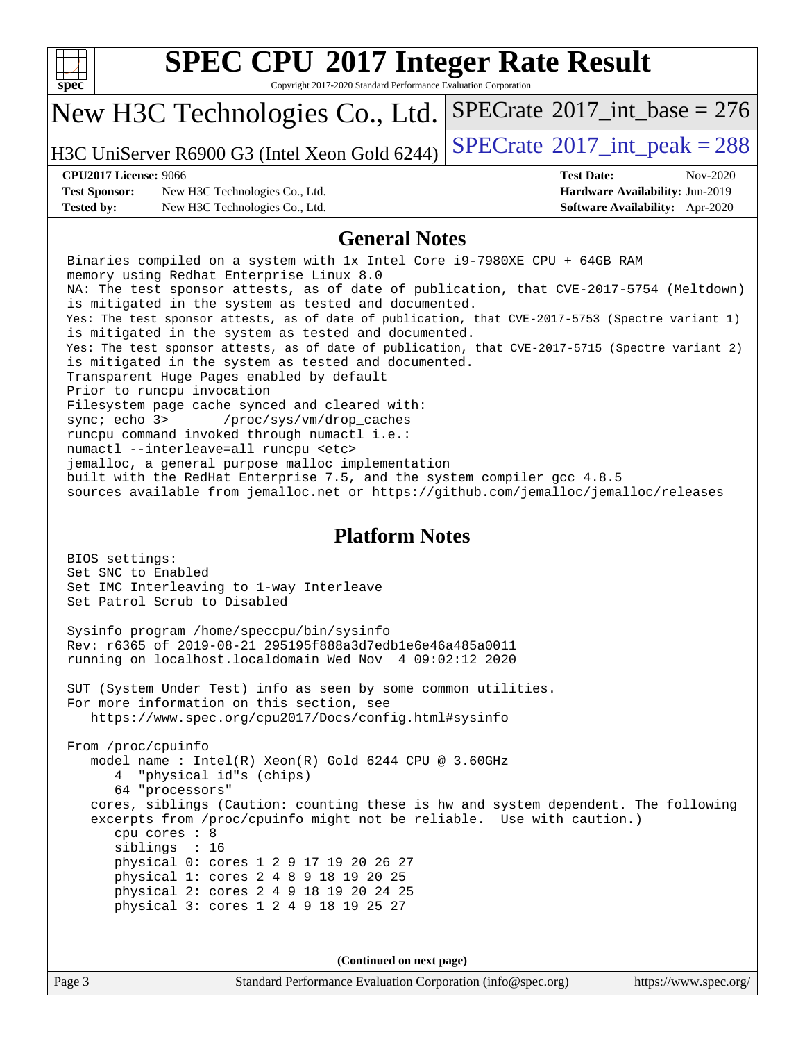# SPEC CPU 2017 Integer Rate Result

Copyright 2017-2020 Standard Performance Evaluation Corporation

## New H3C Technologies Co., Ltd.

H3C UniServer R6900 G3 (Intel Xeon Gold 6244)

SPECrate 2017_int_base = 276

SPECrate 2017_int_peak = 288

**CPU2017 License:** 9066
**Test Sponsor:** New H3C Technologies Co., Ltd.
**Tested by:** New H3C Technologies Co., Ltd.

**Test Date:** Nov-2020
**Hardware Availability:** Jun-2019
**Software Availability:** Apr-2020

## General Notes

```
Binaries compiled on a system with 1x Intel Core i9-7980XE CPU + 64GB RAM
memory using Redhat Enterprise Linux 8.0
NA: The test sponsor attests, as of date of publication, that CVE-2017-5754 (Meltdown)
is mitigated in the system as tested and documented.
Yes: The test sponsor attests, as of date of publication, that CVE-2017-5753 (Spectre variant 1)
is mitigated in the system as tested and documented.
Yes: The test sponsor attests, as of date of publication, that CVE-2017-5715 (Spectre variant 2)
is mitigated in the system as tested and documented.
Transparent Huge Pages enabled by default
Prior to runcpu invocation
Filesystem page cache synced and cleared with:
sync; echo 3>       /proc/sys/vm/drop_caches
runcpu command invoked through numactl i.e.:
numactl --interleave=all runcpu <etc>
jemalloc, a general purpose malloc implementation
built with the RedHat Enterprise 7.5, and the system compiler gcc 4.8.5
sources available from jemalloc.net or https://github.com/jemalloc/jemalloc/releases
```

## Platform Notes

```
BIOS settings:
Set SNC to Enabled
Set IMC Interleaving to 1-way Interleave
Set Patrol Scrub to Disabled

Sysinfo program /home/speccpu/bin/sysinfo
Rev: r6365 of 2019-08-21 295195f888a3d7edb1e6e46a485a0011
running on localhost.localdomain Wed Nov  4 09:02:12 2020

SUT (System Under Test) info as seen by some common utilities.
For more information on this section, see
   https://www.spec.org/cpu2017/Docs/config.html#sysinfo

From /proc/cpuinfo
   model name : Intel(R) Xeon(R) Gold 6244 CPU @ 3.60GHz
      4  "physical id"s (chips)
      64 "processors"
   cores, siblings (Caution: counting these is hw and system dependent. The following
   excerpts from /proc/cpuinfo might not be reliable.  Use with caution.)
      cpu cores : 8
      siblings  : 16
      physical 0: cores 1 2 9 17 19 20 26 27
      physical 1: cores 2 4 8 9 18 19 20 25
      physical 2: cores 2 4 9 18 19 20 24 25
      physical 3: cores 1 2 4 9 18 19 25 27
```

**(Continued on next page)**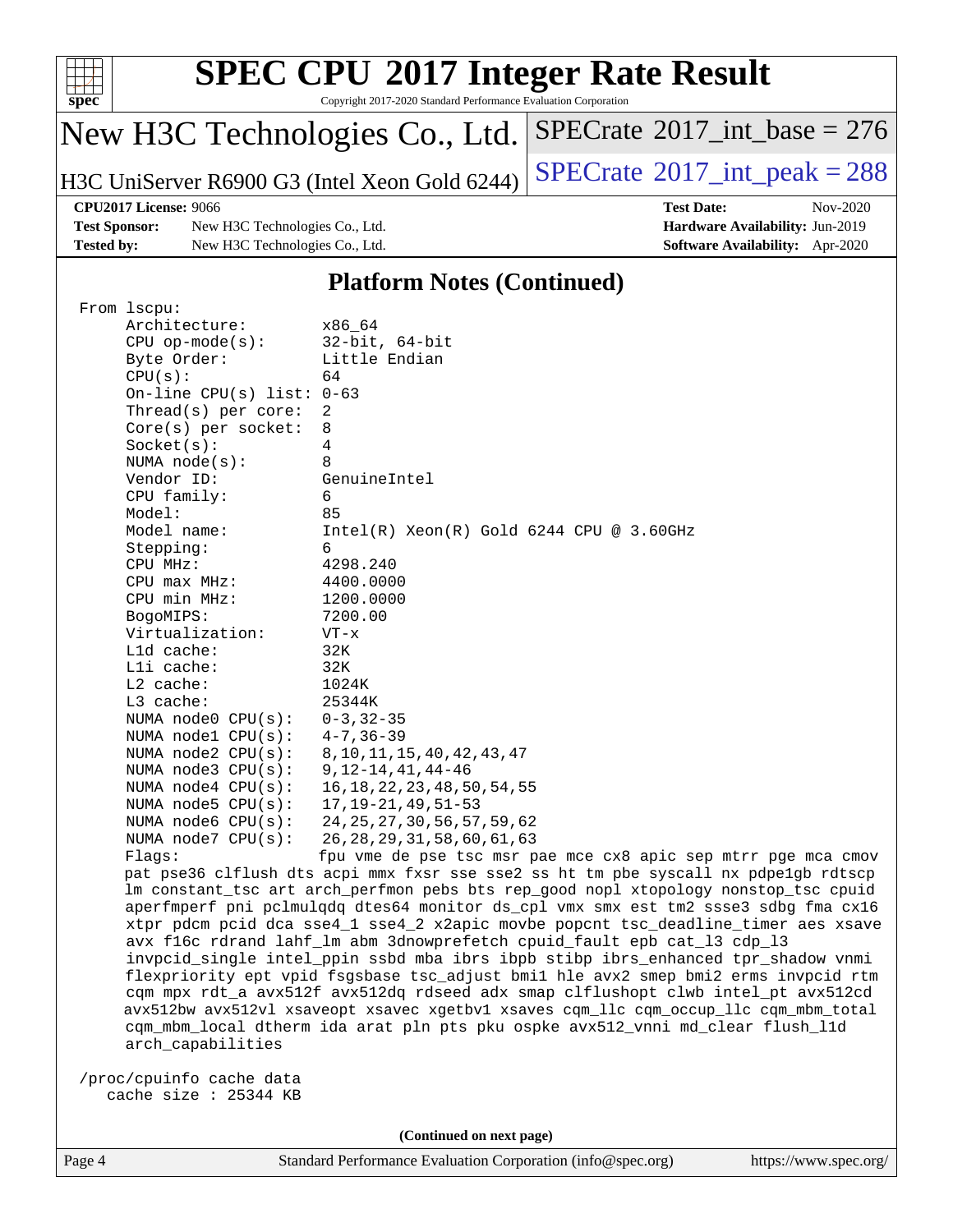## Platform Notes (Continued)

```
 From lscpu:
      Architecture:          x86_64
      CPU op-mode(s):        32-bit, 64-bit
      Byte Order:            Little Endian
      CPU(s):                64
      On-line CPU(s) list: 0-63
      Thread(s) per core:  2
      Core(s) per socket:  8
      Socket(s):             4
      NUMA node(s):          8
      Vendor ID:             GenuineIntel
      CPU family:            6
      Model:                 85
      Model name:            Intel(R) Xeon(R) Gold 6244 CPU @ 3.60GHz
      Stepping:              6
      CPU MHz:               4298.240
      CPU max MHz:           4400.0000
      CPU min MHz:           1200.0000
      BogoMIPS:              7200.00
      Virtualization:        VT-x
      L1d cache:             32K
      L1i cache:             32K
      L2 cache:              1024K
      L3 cache:              25344K
      NUMA node0 CPU(s):     0-3,32-35
      NUMA node1 CPU(s):     4-7,36-39
      NUMA node2 CPU(s):     8,10,11,15,40,42,43,47
      NUMA node3 CPU(s):     9,12-14,41,44-46
      NUMA node4 CPU(s):     16,18,22,23,48,50,54,55
      NUMA node5 CPU(s):     17,19-21,49,51-53
      NUMA node6 CPU(s):     24,25,27,30,56,57,59,62
      NUMA node7 CPU(s):     26,28,29,31,58,60,61,63
      Flags:                 fpu vme de pse tsc msr pae mce cx8 apic sep mtrr pge mca cmov
      pat pse36 clflush dts acpi mmx fxsr sse sse2 ss ht tm pbe syscall nx pdpe1gb rdtscp
      lm constant_tsc art arch_perfmon pebs bts rep_good nopl xtopology nonstop_tsc cpuid
      aperfmperf pni pclmulqdq dtes64 monitor ds_cpl vmx smx est tm2 ssse3 sdbg fma cx16
      xtpr pdcm pcid dca sse4_1 sse4_2 x2apic movbe popcnt tsc_deadline_timer aes xsave
      avx f16c rdrand lahf_lm abm 3dnowprefetch cpuid_fault epb cat_l3 cdp_l3
      invpcid_single intel_ppin ssbd mba ibrs ibpb stibp ibrs_enhanced tpr_shadow vnmi
      flexpriority ept vpid fsgsbase tsc_adjust bmi1 hle avx2 smep bmi2 erms invpcid rtm
      cqm mpx rdt_a avx512f avx512dq rdseed adx smap clflushopt clwb intel_pt avx512cd
      avx512bw avx512vl xsaveopt xsavec xgetbv1 xsaves cqm_llc cqm_occup_llc cqm_mbm_total
      cqm_mbm_local dtherm ida arat pln pts pku ospke avx512_vnni md_clear flush_l1d
      arch_capabilities

 /proc/cpuinfo cache data
    cache size : 25344 KB
```

(Continued on next page)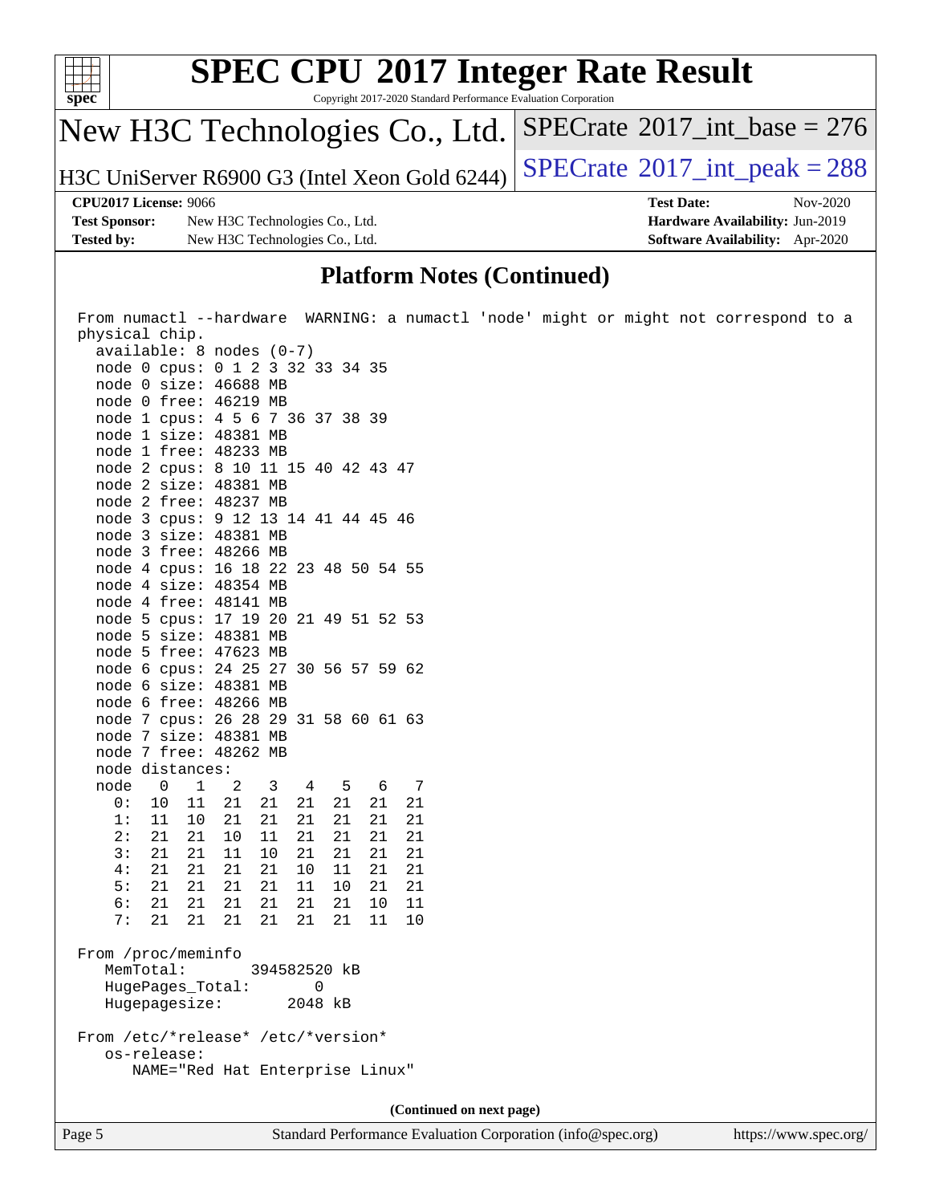## Platform Notes (Continued)

```
From numactl --hardware  WARNING: a numactl 'node' might or might not correspond to a
physical chip.
  available: 8 nodes (0-7)
  node 0 cpus: 0 1 2 3 32 33 34 35
  node 0 size: 46688 MB
  node 0 free: 46219 MB
  node 1 cpus: 4 5 6 7 36 37 38 39
  node 1 size: 48381 MB
  node 1 free: 48233 MB
  node 2 cpus: 8 10 11 15 40 42 43 47
  node 2 size: 48381 MB
  node 2 free: 48237 MB
  node 3 cpus: 9 12 13 14 41 44 45 46
  node 3 size: 48381 MB
  node 3 free: 48266 MB
  node 4 cpus: 16 18 22 23 48 50 54 55
  node 4 size: 48354 MB
  node 4 free: 48141 MB
  node 5 cpus: 17 19 20 21 49 51 52 53
  node 5 size: 48381 MB
  node 5 free: 47623 MB
  node 6 cpus: 24 25 27 30 56 57 59 62
  node 6 size: 48381 MB
  node 6 free: 48266 MB
  node 7 cpus: 26 28 29 31 58 60 61 63
  node 7 size: 48381 MB
  node 7 free: 48262 MB
  node distances:
  node   0   1   2   3   4   5   6   7
    0:  10  11  21  21  21  21  21  21
    1:  11  10  21  21  21  21  21  21
    2:  21  21  10  11  21  21  21  21
    3:  21  21  11  10  21  21  21  21
    4:  21  21  21  21  10  11  21  21
    5:  21  21  21  21  11  10  21  21
    6:  21  21  21  21  21  21  10  11
    7:  21  21  21  21  21  21  11  10

From /proc/meminfo
   MemTotal:       394582520 kB
   HugePages_Total:        0
   Hugepagesize:        2048 kB

From /etc/*release* /etc/*version*
   os-release:
      NAME="Red Hat Enterprise Linux"
```

**(Continued on next page)**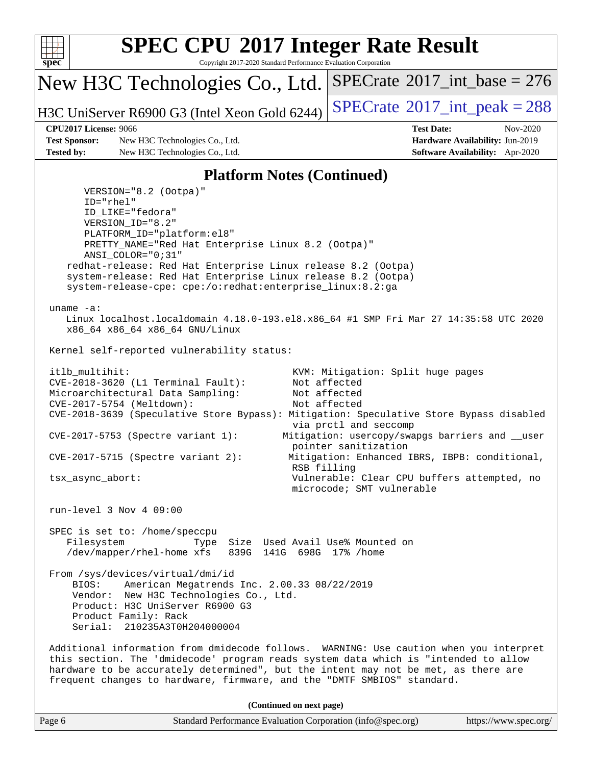## Platform Notes (Continued)

```
      VERSION="8.2 (Ootpa)"
      ID="rhel"
      ID_LIKE="fedora"
      VERSION_ID="8.2"
      PLATFORM_ID="platform:el8"
      PRETTY_NAME="Red Hat Enterprise Linux 8.2 (Ootpa)"
      ANSI_COLOR="0;31"
    redhat-release: Red Hat Enterprise Linux release 8.2 (Ootpa)
    system-release: Red Hat Enterprise Linux release 8.2 (Ootpa)
    system-release-cpe: cpe:/o:redhat:enterprise_linux:8.2:ga

 uname -a:
    Linux localhost.localdomain 4.18.0-193.el8.x86_64 #1 SMP Fri Mar 27 14:35:58 UTC 2020
    x86_64 x86_64 x86_64 GNU/Linux

 Kernel self-reported vulnerability status:

 itlb_multihit:                                    KVM: Mitigation: Split huge pages
 CVE-2018-3620 (L1 Terminal Fault):                Not affected
 Microarchitectural Data Sampling:                 Not affected
 CVE-2017-5754 (Meltdown):                         Not affected
 CVE-2018-3639 (Speculative Store Bypass): Mitigation: Speculative Store Bypass disabled
                                                   via prctl and seccomp
 CVE-2017-5753 (Spectre variant 1):              Mitigation: usercopy/swapgs barriers and __user
                                                   pointer sanitization
 CVE-2017-5715 (Spectre variant 2):               Mitigation: Enhanced IBRS, IBPB: conditional,
                                                   RSB filling
 tsx_async_abort:                                  Vulnerable: Clear CPU buffers attempted, no
                                                   microcode; SMT vulnerable

 run-level 3 Nov 4 09:00

 SPEC is set to: /home/speccpu
    Filesystem             Type  Size  Used Avail Use% Mounted on
    /dev/mapper/rhel-home xfs   839G  141G  698G  17% /home

 From /sys/devices/virtual/dmi/id
     BIOS:    American Megatrends Inc. 2.00.33 08/22/2019
     Vendor:  New H3C Technologies Co., Ltd.
     Product: H3C UniServer R6900 G3
     Product Family: Rack
     Serial:  210235A3T0H204000004

 Additional information from dmidecode follows.  WARNING: Use caution when you interpret
 this section. The 'dmidecode' program reads system data which is "intended to allow
 hardware to be accurately determined", but the intent may not be met, as there are
 frequent changes to hardware, firmware, and the "DMTF SMBIOS" standard.
```

**(Continued on next page)**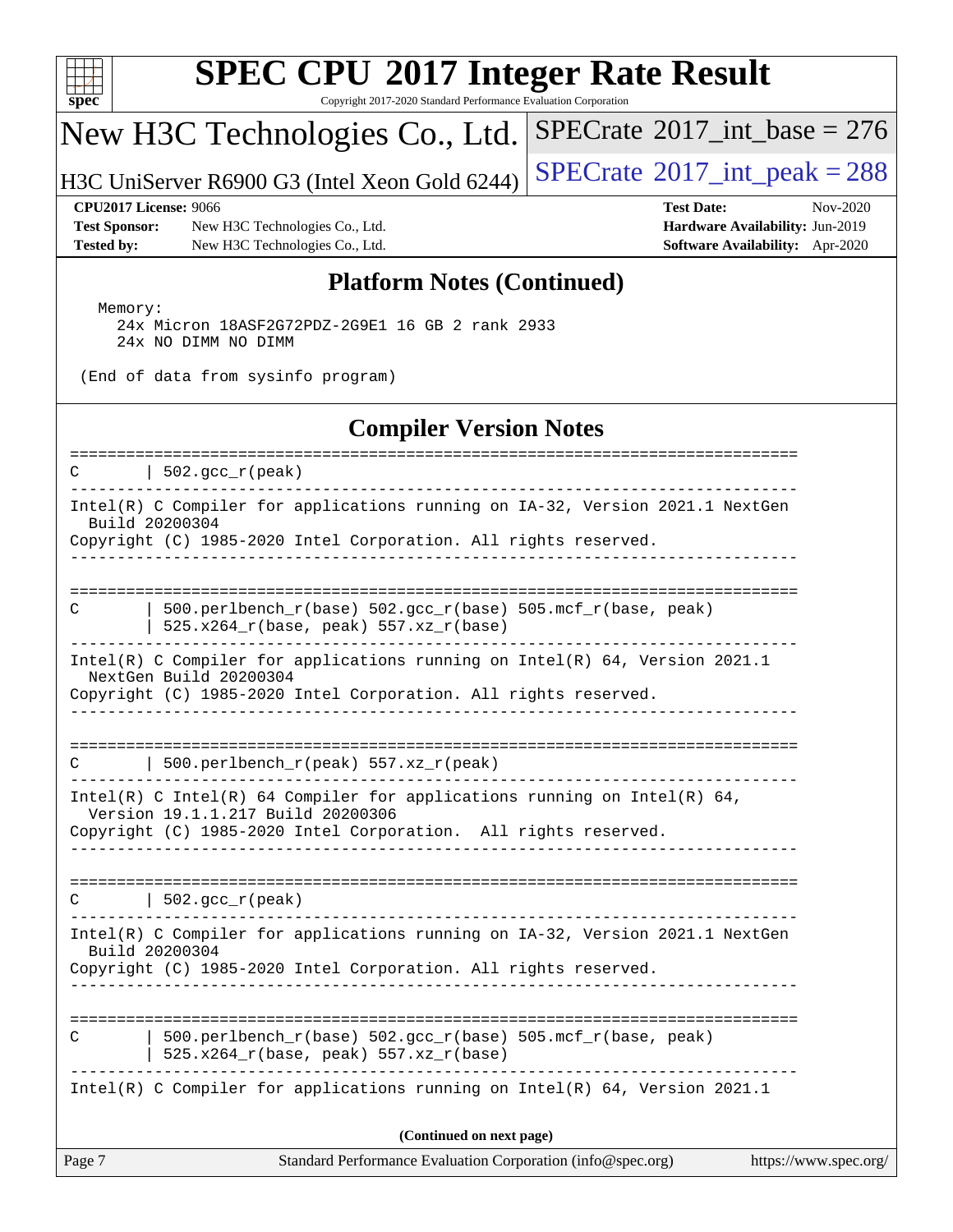## Platform Notes (Continued)

```
  Memory:
    24x Micron 18ASF2G72PDZ-2G9E1 16 GB 2 rank 2933
    24x NO DIMM NO DIMM

 (End of data from sysinfo program)
```

## Compiler Version Notes

```
==============================================================================
C       | 502.gcc_r(peak)
------------------------------------------------------------------------------
Intel(R) C Compiler for applications running on IA-32, Version 2021.1 NextGen
  Build 20200304
Copyright (C) 1985-2020 Intel Corporation. All rights reserved.
------------------------------------------------------------------------------

==============================================================================
C       | 500.perlbench_r(base) 502.gcc_r(base) 505.mcf_r(base, peak)
        | 525.x264_r(base, peak) 557.xz_r(base)
------------------------------------------------------------------------------
Intel(R) C Compiler for applications running on Intel(R) 64, Version 2021.1
  NextGen Build 20200304
Copyright (C) 1985-2020 Intel Corporation. All rights reserved.
------------------------------------------------------------------------------

==============================================================================
C       | 500.perlbench_r(peak) 557.xz_r(peak)
------------------------------------------------------------------------------
Intel(R) C Intel(R) 64 Compiler for applications running on Intel(R) 64,
  Version 19.1.1.217 Build 20200306
Copyright (C) 1985-2020 Intel Corporation.  All rights reserved.
------------------------------------------------------------------------------

==============================================================================
C       | 502.gcc_r(peak)
------------------------------------------------------------------------------
Intel(R) C Compiler for applications running on IA-32, Version 2021.1 NextGen
  Build 20200304
Copyright (C) 1985-2020 Intel Corporation. All rights reserved.
------------------------------------------------------------------------------

==============================================================================
C       | 500.perlbench_r(base) 502.gcc_r(base) 505.mcf_r(base, peak)
        | 525.x264_r(base, peak) 557.xz_r(base)
------------------------------------------------------------------------------
Intel(R) C Compiler for applications running on Intel(R) 64, Version 2021.1
```

(Continued on next page)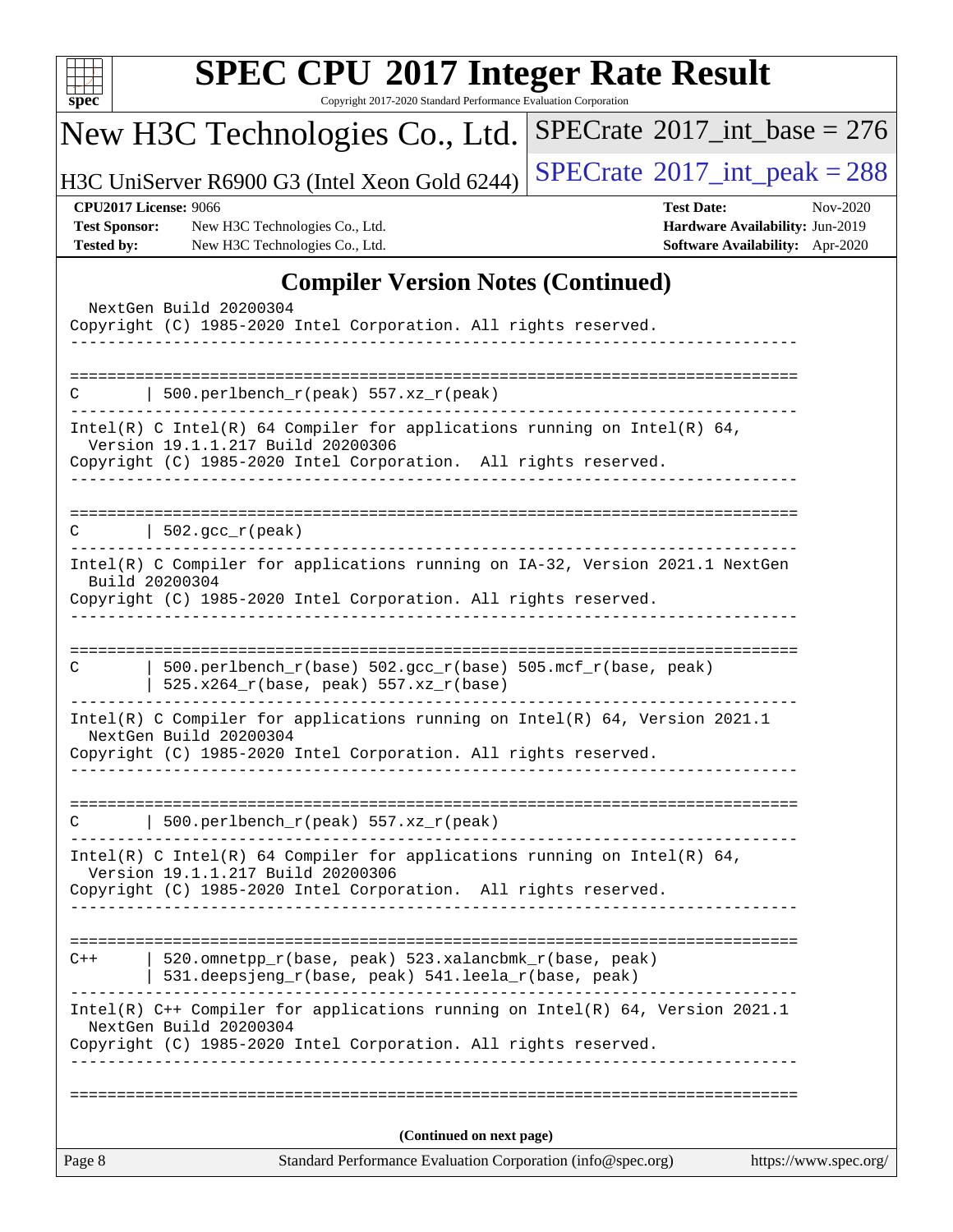## Compiler Version Notes (Continued)

```
  NextGen Build 20200304
Copyright (C) 1985-2020 Intel Corporation. All rights reserved.
------------------------------------------------------------------------------

==============================================================================
C       | 500.perlbench_r(peak) 557.xz_r(peak)
------------------------------------------------------------------------------
Intel(R) C Intel(R) 64 Compiler for applications running on Intel(R) 64,
  Version 19.1.1.217 Build 20200306
Copyright (C) 1985-2020 Intel Corporation.  All rights reserved.
------------------------------------------------------------------------------

==============================================================================
C       | 502.gcc_r(peak)
------------------------------------------------------------------------------
Intel(R) C Compiler for applications running on IA-32, Version 2021.1 NextGen
  Build 20200304
Copyright (C) 1985-2020 Intel Corporation. All rights reserved.
------------------------------------------------------------------------------

==============================================================================
C       | 500.perlbench_r(base) 502.gcc_r(base) 505.mcf_r(base, peak)
        | 525.x264_r(base, peak) 557.xz_r(base)
------------------------------------------------------------------------------
Intel(R) C Compiler for applications running on Intel(R) 64, Version 2021.1
  NextGen Build 20200304
Copyright (C) 1985-2020 Intel Corporation. All rights reserved.
------------------------------------------------------------------------------

==============================================================================
C       | 500.perlbench_r(peak) 557.xz_r(peak)
------------------------------------------------------------------------------
Intel(R) C Intel(R) 64 Compiler for applications running on Intel(R) 64,
  Version 19.1.1.217 Build 20200306
Copyright (C) 1985-2020 Intel Corporation.  All rights reserved.
------------------------------------------------------------------------------

==============================================================================
C++     | 520.omnetpp_r(base, peak) 523.xalancbmk_r(base, peak)
        | 531.deepsjeng_r(base, peak) 541.leela_r(base, peak)
------------------------------------------------------------------------------
Intel(R) C++ Compiler for applications running on Intel(R) 64, Version 2021.1
  NextGen Build 20200304
Copyright (C) 1985-2020 Intel Corporation. All rights reserved.
------------------------------------------------------------------------------

==============================================================================
```

**(Continued on next page)**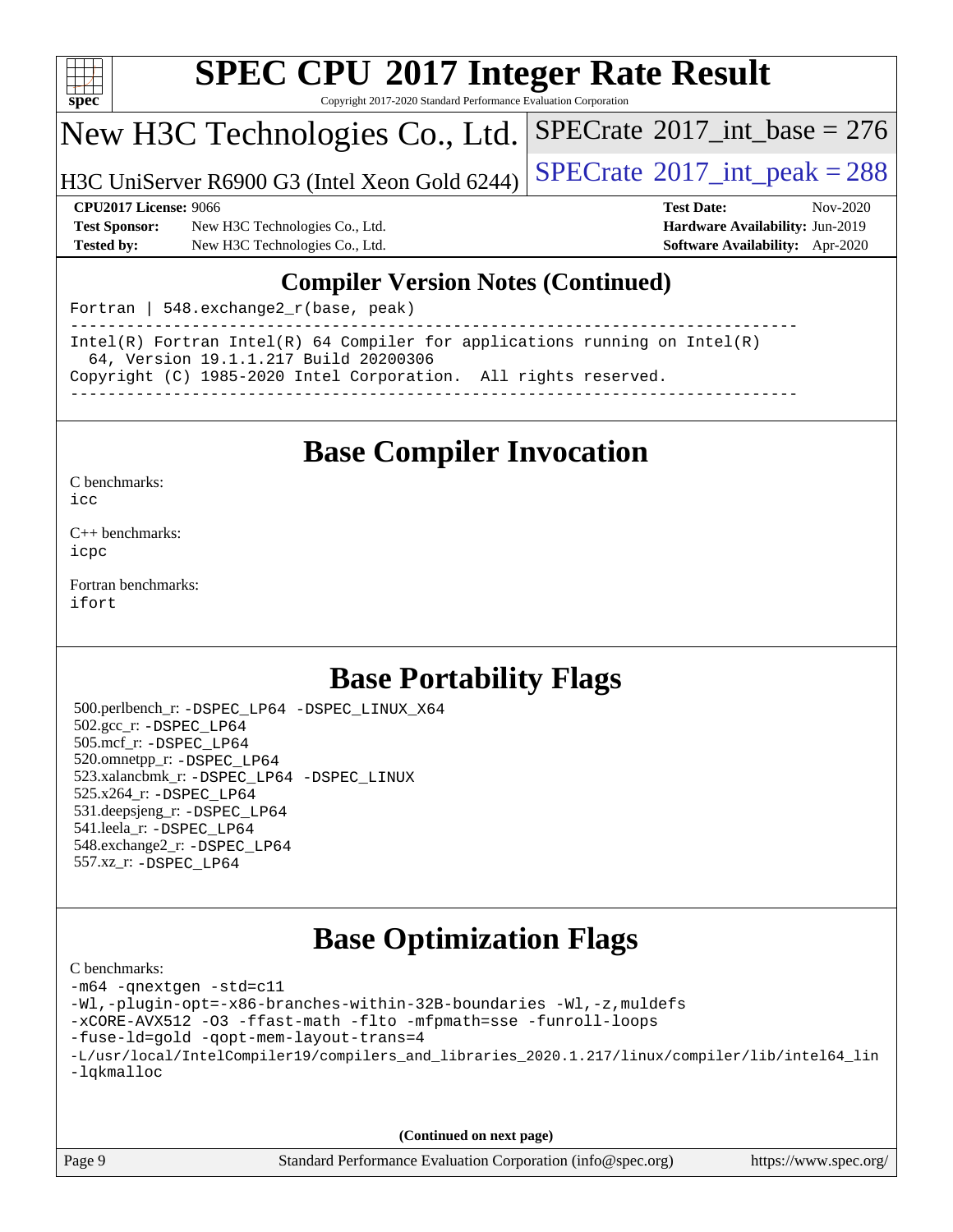# SPEC CPU 2017 Integer Rate Result

Copyright 2017-2020 Standard Performance Evaluation Corporation

## New H3C Technologies Co., Ltd.

H3C UniServer R6900 G3 (Intel Xeon Gold 6244)

SPECrate 2017_int_base = 276

SPECrate 2017_int_peak = 288

**CPU2017 License:** 9066
**Test Sponsor:** New H3C Technologies Co., Ltd.
**Tested by:** New H3C Technologies Co., Ltd.
**Test Date:** Nov-2020
**Hardware Availability:** Jun-2019
**Software Availability:** Apr-2020

## Compiler Version Notes (Continued)

```
Fortran | 548.exchange2_r(base, peak)
------------------------------------------------------------------------------
Intel(R) Fortran Intel(R) 64 Compiler for applications running on Intel(R)
  64, Version 19.1.1.217 Build 20200306
Copyright (C) 1985-2020 Intel Corporation.  All rights reserved.
------------------------------------------------------------------------------
```

## Base Compiler Invocation

C benchmarks:
icc

C++ benchmarks:
icpc

Fortran benchmarks:
ifort

## Base Portability Flags

500.perlbench_r: -DSPEC_LP64 -DSPEC_LINUX_X64
502.gcc_r: -DSPEC_LP64
505.mcf_r: -DSPEC_LP64
520.omnetpp_r: -DSPEC_LP64
523.xalancbmk_r: -DSPEC_LP64 -DSPEC_LINUX
525.x264_r: -DSPEC_LP64
531.deepsjeng_r: -DSPEC_LP64
541.leela_r: -DSPEC_LP64
548.exchange2_r: -DSPEC_LP64
557.xz_r: -DSPEC_LP64

## Base Optimization Flags

C benchmarks:

```
-m64 -qnextgen -std=c11
-Wl,-plugin-opt=-x86-branches-within-32B-boundaries -Wl,-z,muldefs
-xCORE-AVX512 -O3 -ffast-math -flto -mfpmath=sse -funroll-loops
-fuse-ld=gold -qopt-mem-layout-trans=4
-L/usr/local/IntelCompiler19/compilers_and_libraries_2020.1.217/linux/compiler/lib/intel64_lin
-lqkmalloc
```

(Continued on next page)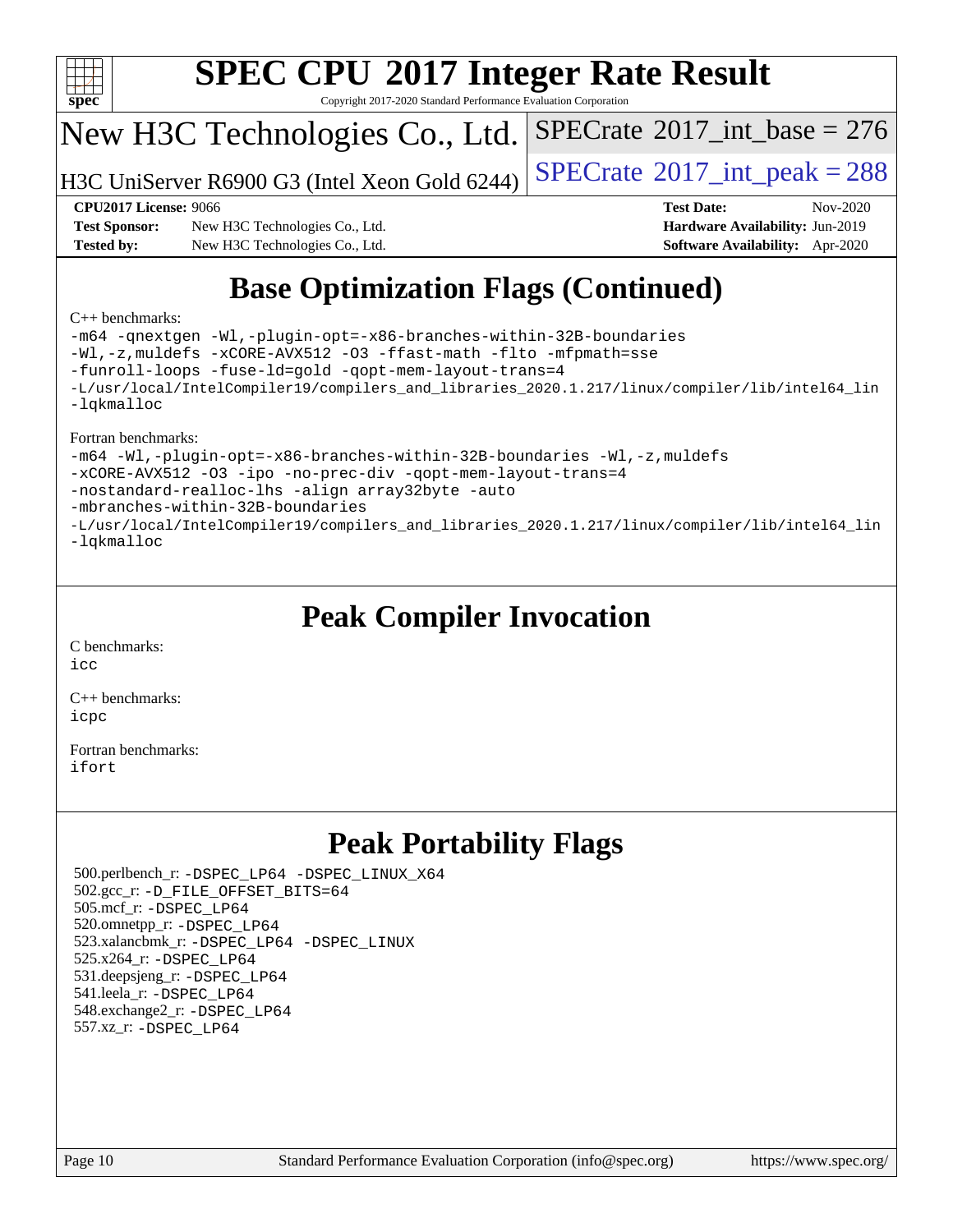# SPEC CPU 2017 Integer Rate Result

Copyright 2017-2020 Standard Performance Evaluation Corporation

New H3C Technologies Co., Ltd.

H3C UniServer R6900 G3 (Intel Xeon Gold 6244)

SPECrate 2017_int_base = 276

SPECrate 2017_int_peak = 288

**CPU2017 License:** 9066
**Test Sponsor:** New H3C Technologies Co., Ltd.
**Tested by:** New H3C Technologies Co., Ltd.

**Test Date:** Nov-2020
**Hardware Availability:** Jun-2019
**Software Availability:** Apr-2020

## Base Optimization Flags (Continued)

C++ benchmarks:

```
-m64 -qnextgen -Wl,-plugin-opt=-x86-branches-within-32B-boundaries
-Wl,-z,muldefs -xCORE-AVX512 -O3 -ffast-math -flto -mfpmath=sse
-funroll-loops -fuse-ld=gold -qopt-mem-layout-trans=4
-L/usr/local/IntelCompiler19/compilers_and_libraries_2020.1.217/linux/compiler/lib/intel64_lin
-lqkmalloc
```

Fortran benchmarks:

```
-m64 -Wl,-plugin-opt=-x86-branches-within-32B-boundaries -Wl,-z,muldefs
-xCORE-AVX512 -O3 -ipo -no-prec-div -qopt-mem-layout-trans=4
-nostandard-realloc-lhs -align array32byte -auto
-mbranches-within-32B-boundaries
-L/usr/local/IntelCompiler19/compilers_and_libraries_2020.1.217/linux/compiler/lib/intel64_lin
-lqkmalloc
```

## Peak Compiler Invocation

C benchmarks:
icc

C++ benchmarks:
icpc

Fortran benchmarks:
ifort

## Peak Portability Flags

500.perlbench_r: -DSPEC_LP64 -DSPEC_LINUX_X64
502.gcc_r: -D_FILE_OFFSET_BITS=64
505.mcf_r: -DSPEC_LP64
520.omnetpp_r: -DSPEC_LP64
523.xalancbmk_r: -DSPEC_LP64 -DSPEC_LINUX
525.x264_r: -DSPEC_LP64
531.deepsjeng_r: -DSPEC_LP64
541.leela_r: -DSPEC_LP64
548.exchange2_r: -DSPEC_LP64
557.xz_r: -DSPEC_LP64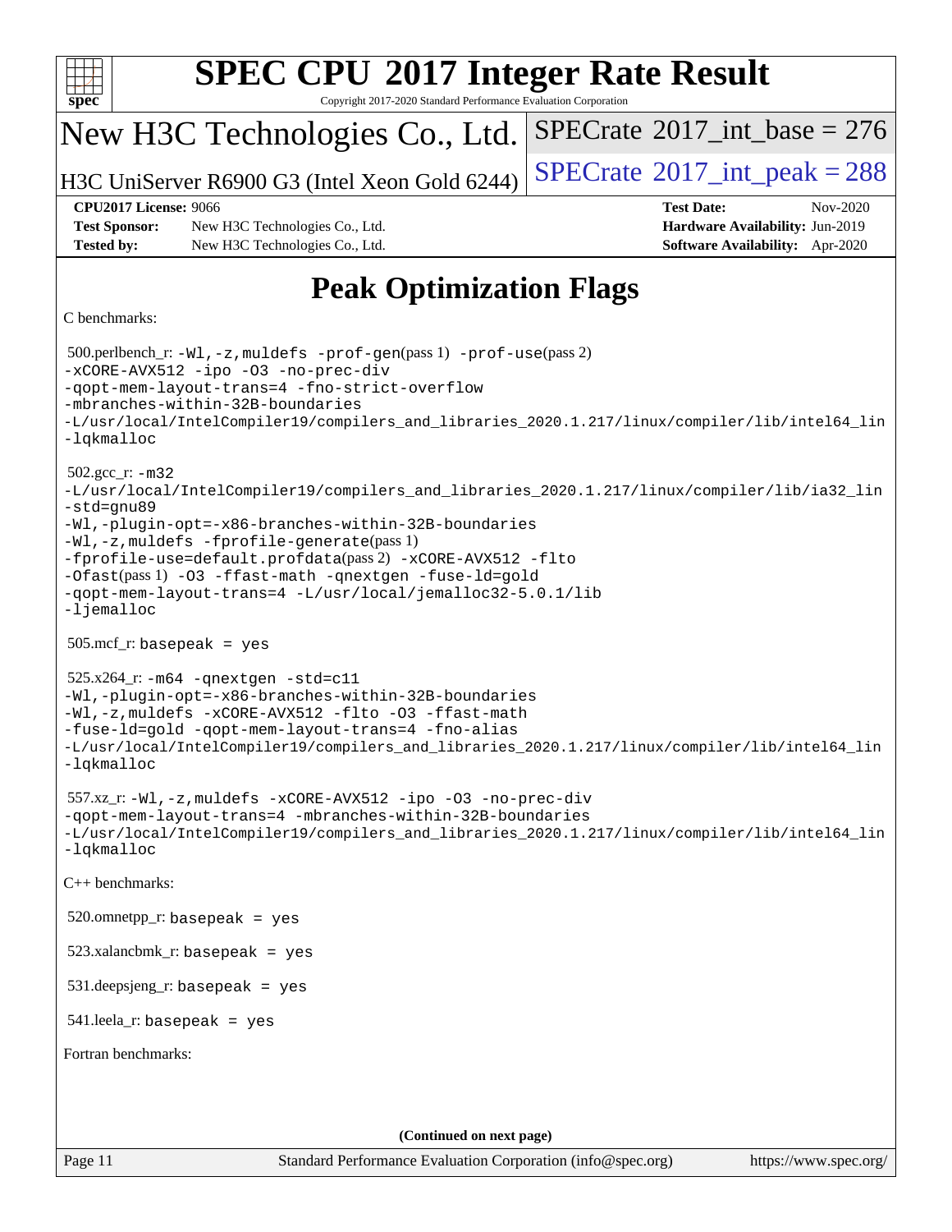# SPEC CPU 2017 Integer Rate Result

Copyright 2017-2020 Standard Performance Evaluation Corporation

## New H3C Technologies Co., Ltd.

H3C UniServer R6900 G3 (Intel Xeon Gold 6244)

SPECrate 2017_int_base = 276

SPECrate 2017_int_peak = 288

**CPU2017 License:** 9066
**Test Sponsor:** New H3C Technologies Co., Ltd.
**Tested by:** New H3C Technologies Co., Ltd.
**Test Date:** Nov-2020
**Hardware Availability:** Jun-2019
**Software Availability:** Apr-2020

# Peak Optimization Flags

C benchmarks:

500.perlbench_r: -Wl,-z,muldefs -prof-gen(pass 1) -prof-use(pass 2)
-xCORE-AVX512 -ipo -O3 -no-prec-div
-qopt-mem-layout-trans=4 -fno-strict-overflow
-mbranches-within-32B-boundaries
-L/usr/local/IntelCompiler19/compilers_and_libraries_2020.1.217/linux/compiler/lib/intel64_lin
-lqkmalloc

502.gcc_r: -m32
-L/usr/local/IntelCompiler19/compilers_and_libraries_2020.1.217/linux/compiler/lib/ia32_lin
-std=gnu89
-Wl,-plugin-opt=-x86-branches-within-32B-boundaries
-Wl,-z,muldefs -fprofile-generate(pass 1)
-fprofile-use=default.profdata(pass 2) -xCORE-AVX512 -flto
-Ofast(pass 1) -O3 -ffast-math -qnextgen -fuse-ld=gold
-qopt-mem-layout-trans=4 -L/usr/local/jemalloc32-5.0.1/lib
-ljemalloc

505.mcf_r: basepeak = yes

525.x264_r: -m64 -qnextgen -std=c11
-Wl,-plugin-opt=-x86-branches-within-32B-boundaries
-Wl,-z,muldefs -xCORE-AVX512 -flto -O3 -ffast-math
-fuse-ld=gold -qopt-mem-layout-trans=4 -fno-alias
-L/usr/local/IntelCompiler19/compilers_and_libraries_2020.1.217/linux/compiler/lib/intel64_lin
-lqkmalloc

557.xz_r: -Wl,-z,muldefs -xCORE-AVX512 -ipo -O3 -no-prec-div
-qopt-mem-layout-trans=4 -mbranches-within-32B-boundaries
-L/usr/local/IntelCompiler19/compilers_and_libraries_2020.1.217/linux/compiler/lib/intel64_lin
-lqkmalloc

C++ benchmarks:

520.omnetpp_r: basepeak = yes

523.xalancbmk_r: basepeak = yes

531.deepsjeng_r: basepeak = yes

541.leela_r: basepeak = yes

Fortran benchmarks:

**(Continued on next page)**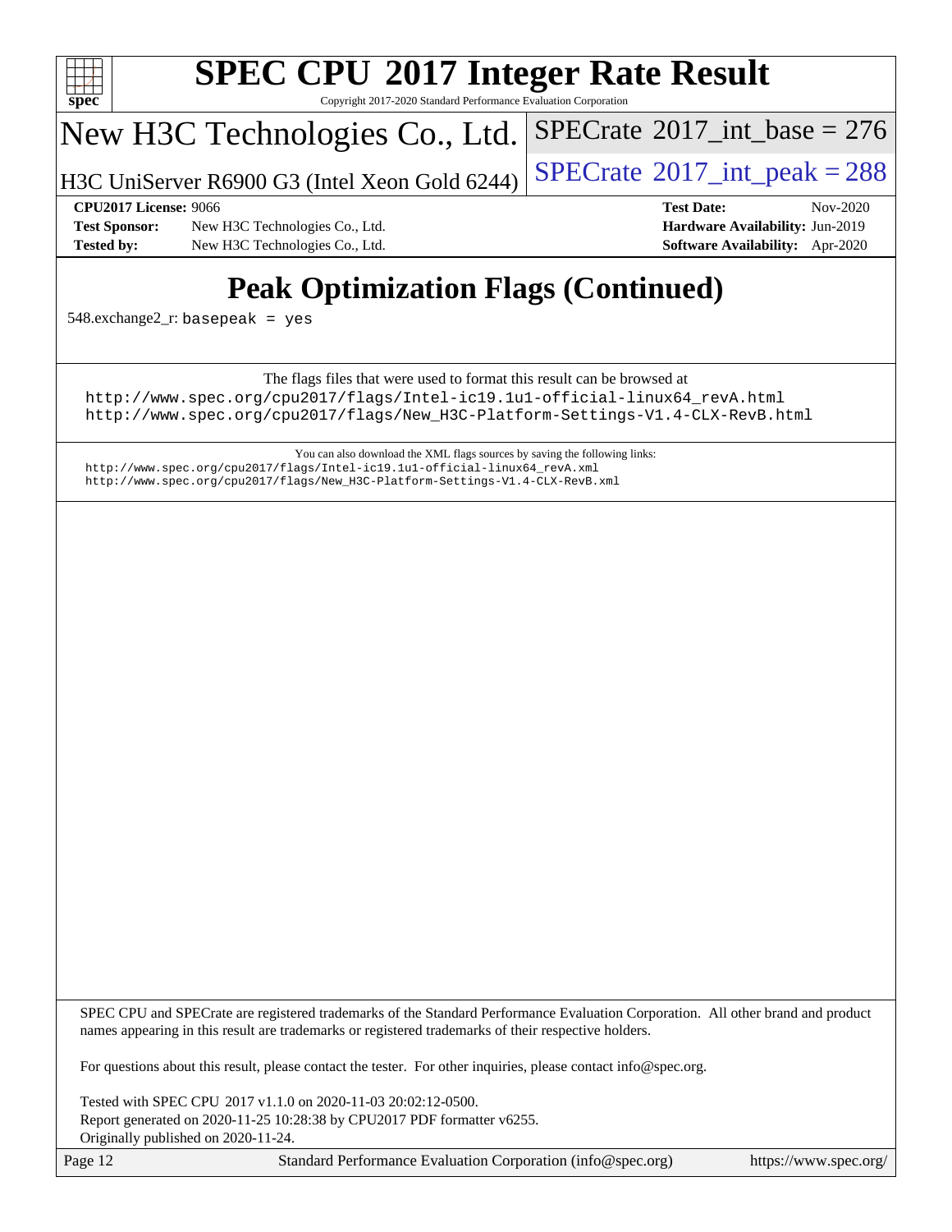# Peak Optimization Flags (Continued)

548.exchange2_r: basepeak = yes

The flags files that were used to format this result can be browsed at

http://www.spec.org/cpu2017/flags/Intel-ic19.1u1-official-linux64_revA.html
http://www.spec.org/cpu2017/flags/New_H3C-Platform-Settings-V1.4-CLX-RevB.html

You can also download the XML flags sources by saving the following links:

http://www.spec.org/cpu2017/flags/Intel-ic19.1u1-official-linux64_revA.xml
http://www.spec.org/cpu2017/flags/New_H3C-Platform-Settings-V1.4-CLX-RevB.xml

SPEC CPU and SPECrate are registered trademarks of the Standard Performance Evaluation Corporation. All other brand and product names appearing in this result are trademarks or registered trademarks of their respective holders.

For questions about this result, please contact the tester. For other inquiries, please contact info@spec.org.

Tested with SPEC CPU 2017 v1.1.0 on 2020-11-03 20:02:12-0500.
Report generated on 2020-11-25 10:28:38 by CPU2017 PDF formatter v6255.
Originally published on 2020-11-24.